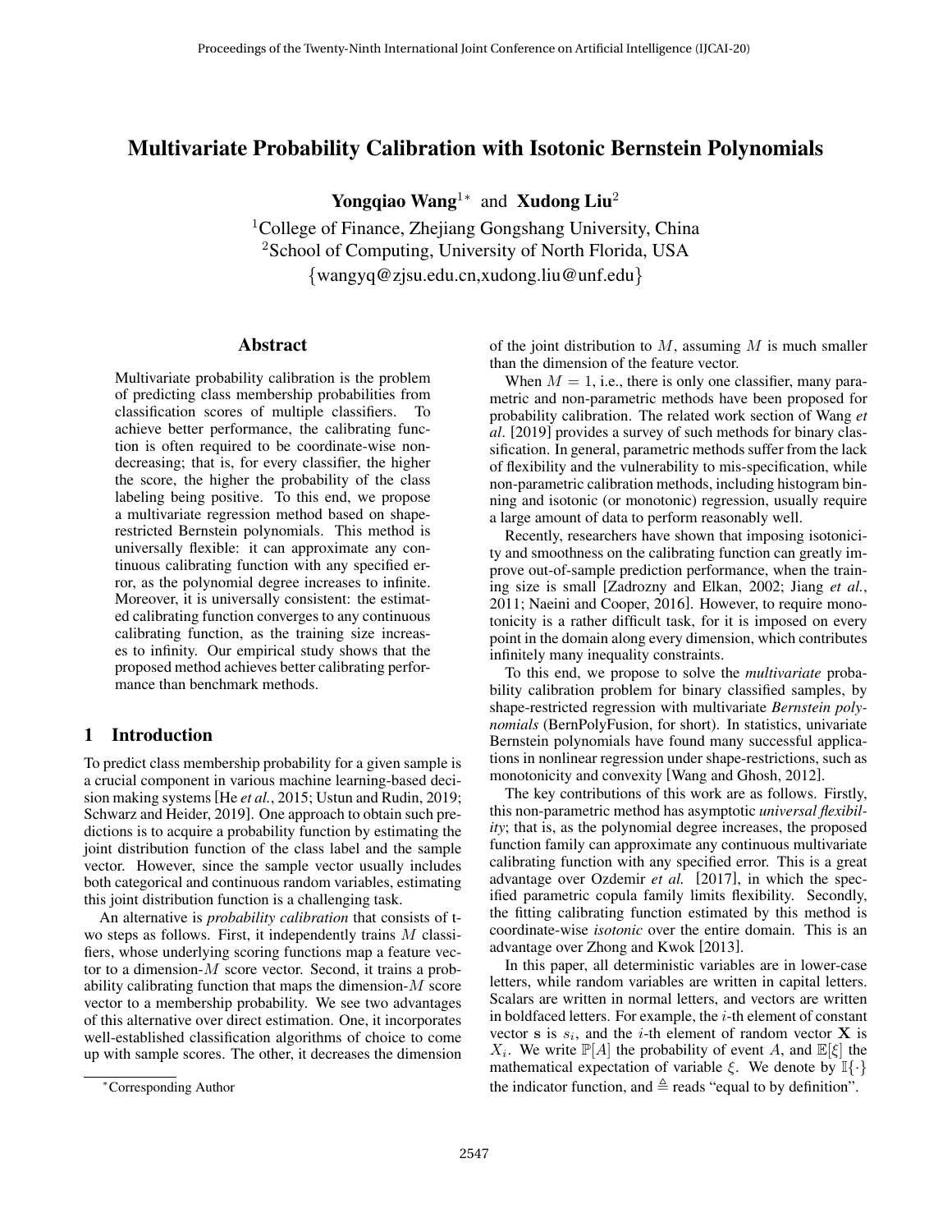# Multivariate Probability Calibration with Isotonic Bernstein Polynomials

**Yongqiao Wang**[1*] and **Xudong Liu**[2]

[1]College of Finance, Zhejiang Gongshang University, China
[2]School of Computing, University of North Florida, USA
{wangyq@zjsu.edu.cn,xudong.liu@unf.edu}

## Abstract

Multivariate probability calibration is the problem of predicting class membership probabilities from classification scores of multiple classifiers. To achieve better performance, the calibrating function is often required to be coordinate-wise non-decreasing; that is, for every classifier, the higher the score, the higher the probability of the class labeling being positive. To this end, we propose a multivariate regression method based on shape-restricted Bernstein polynomials. This method is universally flexible: it can approximate any continuous calibrating function with any specified error, as the polynomial degree increases to infinite. Moreover, it is universally consistent: the estimated calibrating function converges to any continuous calibrating function, as the training size increases to infinity. Our empirical study shows that the proposed method achieves better calibrating performance than benchmark methods.

## 1 Introduction

To predict class membership probability for a given sample is a crucial component in various machine learning-based decision making systems [He *et al.*, 2015; Ustun and Rudin, 2019; Schwarz and Heider, 2019]. One approach to obtain such predictions is to acquire a probability function by estimating the joint distribution function of the class label and the sample vector. However, since the sample vector usually includes both categorical and continuous random variables, estimating this joint distribution function is a challenging task.

An alternative is *probability calibration* that consists of two steps as follows. First, it independently trains $M$ classifiers, whose underlying scoring functions map a feature vector to a dimension-$M$ score vector. Second, it trains a probability calibrating function that maps the dimension-$M$ score vector to a membership probability. We see two advantages of this alternative over direct estimation. One, it incorporates well-established classification algorithms of choice to come up with sample scores. The other, it decreases the dimension of the joint distribution to $M$, assuming $M$ is much smaller than the dimension of the feature vector.

When $M = 1$, i.e., there is only one classifier, many parametric and non-parametric methods have been proposed for probability calibration. The related work section of Wang *et al*. [2019] provides a survey of such methods for binary classification. In general, parametric methods suffer from the lack of flexibility and the vulnerability to mis-specification, while non-parametric calibration methods, including histogram binning and isotonic (or monotonic) regression, usually require a large amount of data to perform reasonably well.

Recently, researchers have shown that imposing isotonicity and smoothness on the calibrating function can greatly improve out-of-sample prediction performance, when the training size is small [Zadrozny and Elkan, 2002; Jiang *et al.*, 2011; Naeini and Cooper, 2016]. However, to require monotonicity is a rather difficult task, for it is imposed on every point in the domain along every dimension, which contributes infinitely many inequality constraints.

To this end, we propose to solve the *multivariate* probability calibration problem for binary classified samples, by shape-restricted regression with multivariate *Bernstein polynomials* (BernPolyFusion, for short). In statistics, univariate Bernstein polynomials have found many successful applications in nonlinear regression under shape-restrictions, such as monotonicity and convexity [Wang and Ghosh, 2012].

The key contributions of this work are as follows. Firstly, this non-parametric method has asymptotic *universal flexibility*; that is, as the polynomial degree increases, the proposed function family can approximate any continuous multivariate calibrating function with any specified error. This is a great advantage over Ozdemir *et al.* [2017], in which the specified parametric copula family limits flexibility. Secondly, the fitting calibrating function estimated by this method is coordinate-wise *isotonic* over the entire domain. This is an advantage over Zhong and Kwok [2013].

In this paper, all deterministic variables are in lower-case letters, while random variables are written in capital letters. Scalars are written in normal letters, and vectors are written in boldfaced letters. For example, the $i$-th element of constant vector $\mathbf{s}$ is $s_i$, and the $i$-th element of random vector $\mathbf{X}$ is $X_i$. We write $\mathbb{P}[A]$ the probability of event $A$, and $\mathbb{E}[\xi]$ the mathematical expectation of variable $\xi$. We denote by $\mathbb{I}\{\cdot\}$ the indicator function, and $\triangleq$ reads "equal to by definition".

*Corresponding Author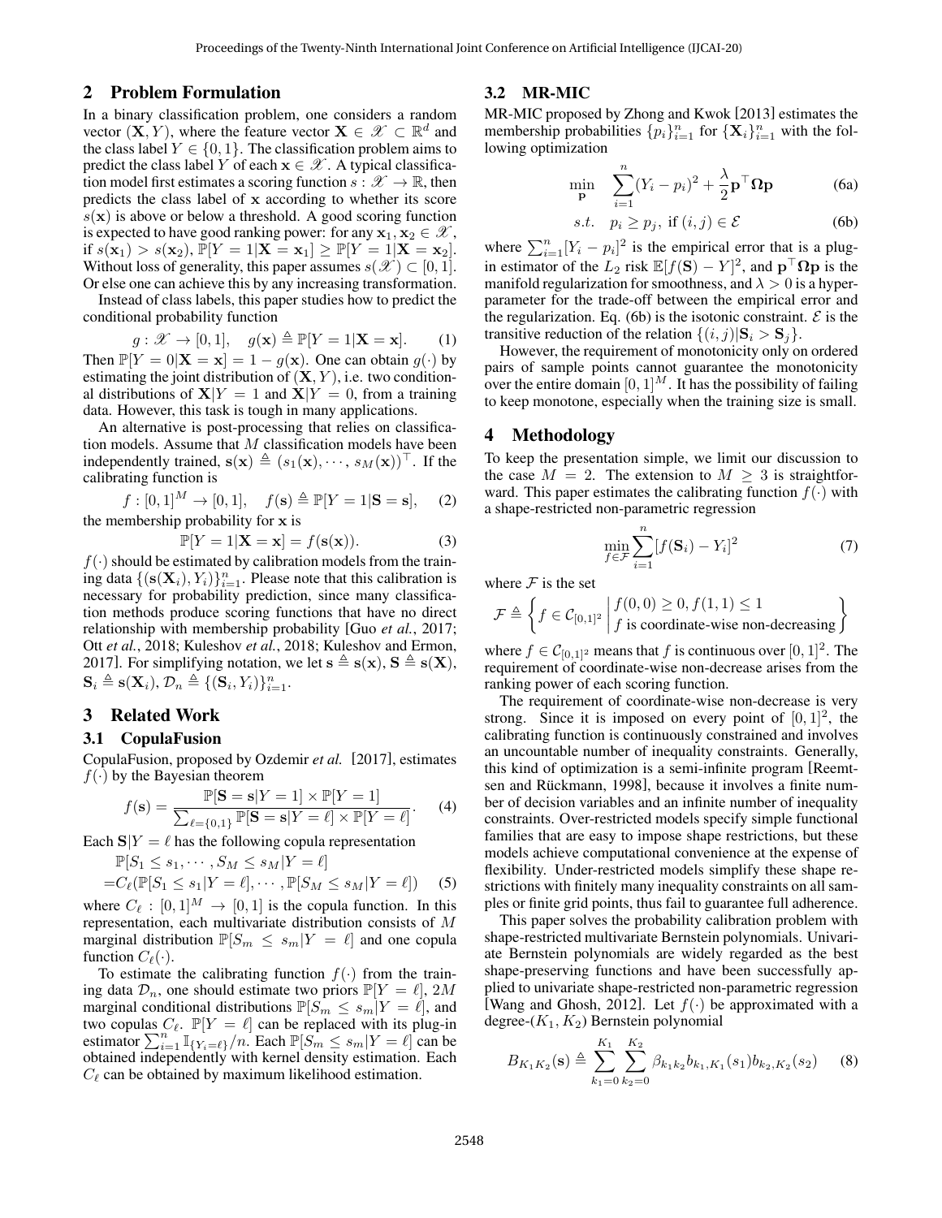## 2 Problem Formulation

In a binary classification problem, one considers a random vector $(\mathbf{X}, Y)$, where the feature vector $\mathbf{X} \in \mathscr{X} \subset \mathbb{R}^d$ and the class label $Y \in \{0, 1\}$. The classification problem aims to predict the class label $Y$ of each $\mathbf{x} \in \mathscr{X}$. A typical classification model first estimates a scoring function $s : \mathscr{X} \to \mathbb{R}$, then predicts the class label of $\mathbf{x}$ according to whether its score $s(\mathbf{x})$ is above or below a threshold. A good scoring function is expected to have good ranking power: for any $\mathbf{x}_1, \mathbf{x}_2 \in \mathscr{X}$, if $s(\mathbf{x}_1) > s(\mathbf{x}_2)$, $\mathbb{P}[Y = 1|\mathbf{X} = \mathbf{x}_1] \geq \mathbb{P}[Y = 1|\mathbf{X} = \mathbf{x}_2]$. Without loss of generality, this paper assumes $s(\mathscr{X}) \subset [0, 1]$. Or else one can achieve this by any increasing transformation.

Instead of class labels, this paper studies how to predict the conditional probability function

$$g : \mathscr{X} \to [0, 1], \quad g(\mathbf{x}) \triangleq \mathbb{P}[Y = 1|\mathbf{X} = \mathbf{x}]. \tag{1}$$

Then $\mathbb{P}[Y = 0|\mathbf{X} = \mathbf{x}] = 1 - g(\mathbf{x})$. One can obtain $g(\cdot)$ by estimating the joint distribution of $(\mathbf{X}, Y)$, i.e. two conditional distributions of $\mathbf{X}|Y = 1$ and $\mathbf{X}|Y = 0$, from a training data. However, this task is tough in many applications.

An alternative is post-processing that relies on classification models. Assume that $M$ classification models have been independently trained, $\mathbf{s}(\mathbf{x}) \triangleq (s_1(\mathbf{x}), \cdots, s_M(\mathbf{x}))^\top$. If the calibrating function is

$$f : [0, 1]^M \to [0, 1], \quad f(\mathbf{s}) \triangleq \mathbb{P}[Y = 1|\mathbf{S} = \mathbf{s}], \tag{2}$$

the membership probability for $\mathbf{x}$ is

$$\mathbb{P}[Y = 1|\mathbf{X} = \mathbf{x}] = f(\mathbf{s}(\mathbf{x})). \tag{3}$$

$f(\cdot)$ should be estimated by calibration models from the training data $\{(\mathbf{s}(\mathbf{X}_i), Y_i)\}_{i=1}^n$. Please note that this calibration is necessary for probability prediction, since many classification methods produce scoring functions that have no direct relationship with membership probability [Guo *et al.*, 2017; Ott *et al.*, 2018; Kuleshov *et al.*, 2018; Kuleshov and Ermon, 2017]. For simplifying notation, we let $\mathbf{s} \triangleq \mathbf{s}(\mathbf{x})$, $\mathbf{S} \triangleq \mathbf{s}(\mathbf{X})$, $\mathbf{S}_i \triangleq \mathbf{s}(\mathbf{X}_i)$, $\mathcal{D}_n \triangleq \{(\mathbf{S}_i, Y_i)\}_{i=1}^n$.

## 3 Related Work

### 3.1 CopulaFusion

CopulaFusion, proposed by Ozdemir *et al.* [2017], estimates $f(\cdot)$ by the Bayesian theorem

$$f(\mathbf{s}) = \frac{\mathbb{P}[\mathbf{S} = \mathbf{s}|Y = 1] \times \mathbb{P}[Y = 1]}{\sum_{\ell=\{0,1\}} \mathbb{P}[\mathbf{S} = \mathbf{s}|Y = \ell] \times \mathbb{P}[Y = \ell]}. \tag{4}$$

Each $\mathbf{S}|Y = \ell$ has the following copula representation

$$\begin{aligned} &\mathbb{P}[S_1 \leq s_1, \cdots, S_M \leq s_M|Y = \ell] \\ =&C_\ell(\mathbb{P}[S_1 \leq s_1|Y = \ell], \cdots, \mathbb{P}[S_M \leq s_M|Y = \ell]) \end{aligned} \tag{5}$$

where $C_\ell : [0, 1]^M \to [0, 1]$ is the copula function. In this representation, each multivariate distribution consists of $M$ marginal distribution $\mathbb{P}[S_m \leq s_m|Y = \ell]$ and one copula function $C_\ell(\cdot)$.

To estimate the calibrating function $f(\cdot)$ from the training data $\mathcal{D}_n$, one should estimate two priors $\mathbb{P}[Y = \ell]$, $2M$ marginal conditional distributions $\mathbb{P}[S_m \leq s_m|Y = \ell]$, and two copulas $C_\ell$. $\mathbb{P}[Y = \ell]$ can be replaced with its plug-in estimator $\sum_{i=1}^n \mathbb{I}_{\{Y_i=\ell\}}/n$. Each $\mathbb{P}[S_m \leq s_m|Y = \ell]$ can be obtained independently with kernel density estimation. Each $C_\ell$ can be obtained by maximum likelihood estimation.

### 3.2 MR-MIC

MR-MIC proposed by Zhong and Kwok [2013] estimates the membership probabilities $\{p_i\}_{i=1}^n$ for $\{\mathbf{X}_i\}_{i=1}^n$ with the following optimization

$$\min_{\mathbf{p}} \quad \sum_{i=1}^n (Y_i - p_i)^2 + \frac{\lambda}{2} \mathbf{p}^\top \boldsymbol{\Omega} \mathbf{p} \tag{6a}$$

$$s.t. \quad p_i \geq p_j, \text{ if } (i, j) \in \mathcal{E} \tag{6b}$$

where $\sum_{i=1}^n [Y_i - p_i]^2$ is the empirical error that is a plug-in estimator of the $L_2$ risk $\mathbb{E}[f(\mathbf{S}) - Y]^2$, and $\mathbf{p}^\top \boldsymbol{\Omega} \mathbf{p}$ is the manifold regularization for smoothness, and $\lambda > 0$ is a hyperparameter for the trade-off between the empirical error and the regularization. Eq. (6b) is the isotonic constraint. $\mathcal{E}$ is the transitive reduction of the relation $\{(i, j)|\mathbf{S}_i > \mathbf{S}_j\}$.

However, the requirement of monotonicity only on ordered pairs of sample points cannot guarantee the monotonicity over the entire domain $[0, 1]^M$. It has the possibility of failing to keep monotone, especially when the training size is small.

## 4 Methodology

To keep the presentation simple, we limit our discussion to the case $M = 2$. The extension to $M \geq 3$ is straightforward. This paper estimates the calibrating function $f(\cdot)$ with a shape-restricted non-parametric regression

$$\min_{f \in \mathcal{F}} \sum_{i=1}^n [f(\mathbf{S}_i) - Y_i]^2 \tag{7}$$

where $\mathcal{F}$ is the set

$$\mathcal{F} \triangleq \left\{ f \in \mathcal{C}_{[0,1]^2} \;\middle|\; \begin{array}{l} f(0, 0) \geq 0, f(1, 1) \leq 1 \\ f \text{ is coordinate-wise non-decreasing} \end{array} \right\}$$

where $f \in \mathcal{C}_{[0,1]^2}$ means that $f$ is continuous over $[0, 1]^2$. The requirement of coordinate-wise non-decrease arises from the ranking power of each scoring function.

The requirement of coordinate-wise non-decrease is very strong. Since it is imposed on every point of $[0, 1]^2$, the calibrating function is continuously constrained and involves an uncountable number of inequality constraints. Generally, this kind of optimization is a semi-infinite program [Reemtsen and Rückmann, 1998], because it involves a finite number of decision variables and an infinite number of inequality constraints. Over-restricted models specify simple functional families that are easy to impose shape restrictions, but these models achieve computational convenience at the expense of flexibility. Under-restricted models simplify these shape restrictions with finitely many inequality constraints on all samples or finite grid points, thus fail to guarantee full adherence.

This paper solves the probability calibration problem with shape-restricted multivariate Bernstein polynomials. Univariate Bernstein polynomials are widely regarded as the best shape-preserving functions and have been successfully applied to univariate shape-restricted non-parametric regression [Wang and Ghosh, 2012]. Let $f(\cdot)$ be approximated with a degree-$(K_1, K_2)$ Bernstein polynomial

$$B_{K_1 K_2}(\mathbf{s}) \triangleq \sum_{k_1=0}^{K_1} \sum_{k_2=0}^{K_2} \beta_{k_1 k_2} b_{k_1,K_1}(s_1) b_{k_2,K_2}(s_2) \tag{8}$$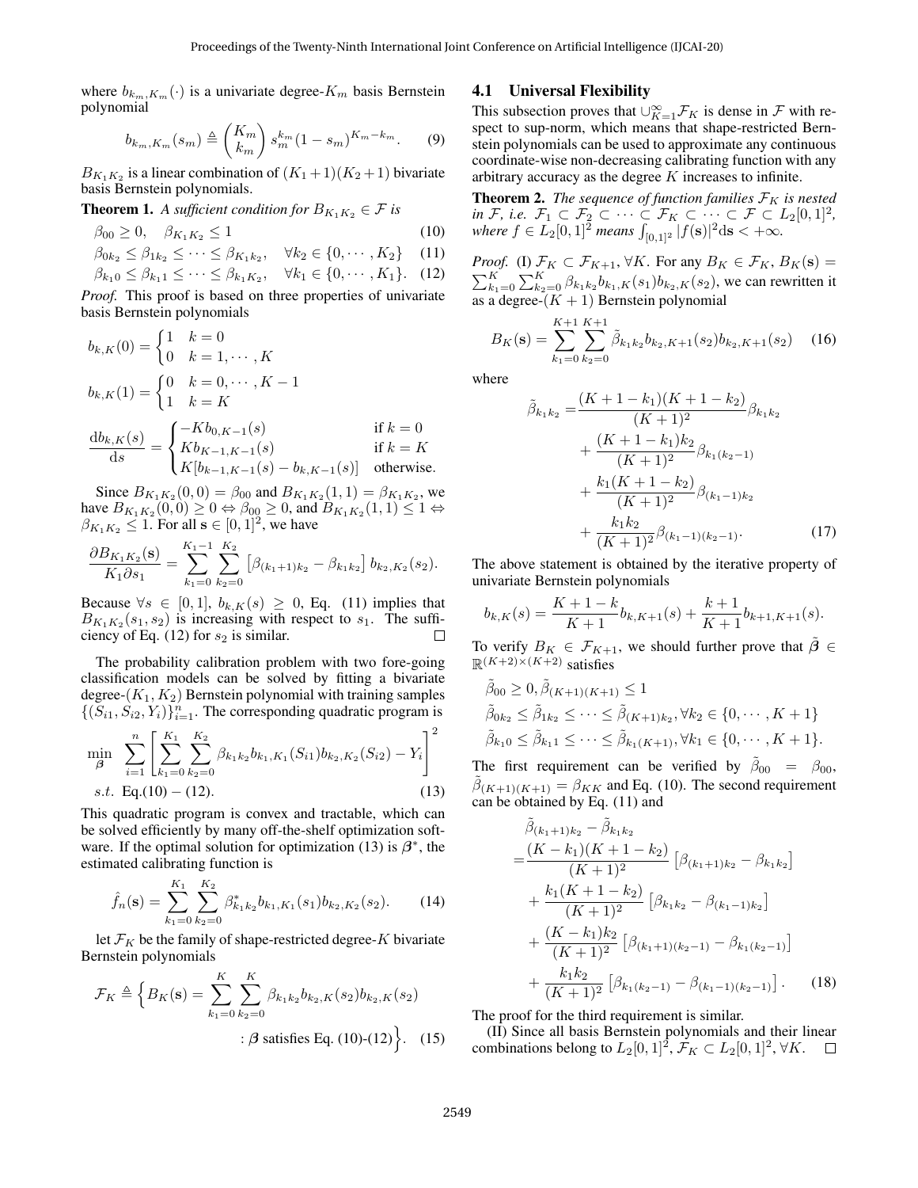where $b_{k_m,K_m}(\cdot)$ is a univariate degree-$K_m$ basis Bernstein polynomial

$$b_{k_m,K_m}(s_m) \triangleq \binom{K_m}{k_m} s_m^{k_m}(1-s_m)^{K_m-k_m}. \qquad (9)$$

$B_{K_1K_2}$ is a linear combination of $(K_1+1)(K_2+1)$ bivariate basis Bernstein polynomials.

**Theorem 1.** *A sufficient condition for $B_{K_1K_2} \in \mathcal{F}$ is*

$$\beta_{00} \geq 0, \quad \beta_{K_1K_2} \leq 1 \qquad (10)$$

$$\beta_{0k_2} \leq \beta_{1k_2} \leq \cdots \leq \beta_{K_1k_2}, \quad \forall k_2 \in \{0, \cdots, K_2\} \qquad (11)$$

$$\beta_{k_10} \leq \beta_{k_11} \leq \cdots \leq \beta_{k_1K_2}, \quad \forall k_1 \in \{0, \cdots, K_1\}. \qquad (12)$$

*Proof.* This proof is based on three properties of univariate basis Bernstein polynomials

$$b_{k,K}(0) = \begin{cases} 1 & k = 0 \\ 0 & k = 1, \cdots, K \end{cases}$$

$$b_{k,K}(1) = \begin{cases} 0 & k = 0, \cdots, K-1 \\ 1 & k = K \end{cases}$$

$$\frac{\mathrm{d}b_{k,K}(s)}{\mathrm{d}s} = \begin{cases} -Kb_{0,K-1}(s) & \text{if } k = 0 \\ Kb_{K-1,K-1}(s) & \text{if } k = K \\ K[b_{k-1,K-1}(s) - b_{k,K-1}(s)] & \text{otherwise.} \end{cases}$$

Since $B_{K_1K_2}(0,0) = \beta_{00}$ and $B_{K_1K_2}(1,1) = \beta_{K_1K_2}$, we have $B_{K_1K_2}(0,0) \geq 0 \Leftrightarrow \beta_{00} \geq 0$, and $B_{K_1K_2}(1,1) \leq 1 \Leftrightarrow \beta_{K_1K_2} \leq 1$. For all $\mathbf{s} \in [0,1]^2$, we have

$$\frac{\partial B_{K_1K_2}(\mathbf{s})}{K_1 \partial s_1} = \sum_{k_1=0}^{K_1-1} \sum_{k_2=0}^{K_2} \left[\beta_{(k_1+1)k_2} - \beta_{k_1k_2}\right] b_{k_2,K_2}(s_2).$$

Because $\forall s \in [0,1]$, $b_{k,K}(s) \geq 0$, Eq. (11) implies that $B_{K_1K_2}(s_1, s_2)$ is increasing with respect to $s_1$. The sufficiency of Eq. (12) for $s_2$ is similar. $\square$

The probability calibration problem with two fore-going classification models can be solved by fitting a bivariate degree-$(K_1, K_2)$ Bernstein polynomial with training samples $\{(S_{i1}, S_{i2}, Y_i)\}_{i=1}^n$. The corresponding quadratic program is

$$\min_{\boldsymbol{\beta}} \quad \sum_{i=1}^n \left[\sum_{k_1=0}^{K_1} \sum_{k_2=0}^{K_2} \beta_{k_1k_2} b_{k_1,K_1}(S_{i1}) b_{k_2,K_2}(S_{i2}) - Y_i\right]^2$$
$$s.t. \ \text{Eq.}(10) - (12). \qquad (13)$$

This quadratic program is convex and tractable, which can be solved efficiently by many off-the-shelf optimization software. If the optimal solution for optimization (13) is $\boldsymbol{\beta}^*$, the estimated calibrating function is

$$\hat{f}_n(\mathbf{s}) = \sum_{k_1=0}^{K_1} \sum_{k_2=0}^{K_2} \beta^*_{k_1k_2} b_{k_1,K_1}(s_1) b_{k_2,K_2}(s_2). \qquad (14)$$

let $\mathcal{F}_K$ be the family of shape-restricted degree-$K$ bivariate Bernstein polynomials

$$\mathcal{F}_K \triangleq \Big\{ B_K(\mathbf{s}) = \sum_{k_1=0}^{K} \sum_{k_2=0}^{K} \beta_{k_1k_2} b_{k_2,K}(s_2) b_{k_2,K}(s_2) : \boldsymbol{\beta} \text{ satisfies Eq. (10)-(12)} \Big\}. \qquad (15)$$

## 4.1 Universal Flexibility

This subsection proves that $\cup_{K=1}^\infty \mathcal{F}_K$ is dense in $\mathcal{F}$ with respect to sup-norm, which means that shape-restricted Bernstein polynomials can be used to approximate any continuous coordinate-wise non-decreasing calibrating function with any arbitrary accuracy as the degree $K$ increases to infinite.

**Theorem 2.** *The sequence of function families $\mathcal{F}_K$ is nested in $\mathcal{F}$, i.e. $\mathcal{F}_1 \subset \mathcal{F}_2 \subset \cdots \subset \mathcal{F}_K \subset \cdots \subset \mathcal{F} \subset L_2[0,1]^2$, where $f \in L_2[0,1]^2$ means $\int_{[0,1]^2} |f(\mathbf{s})|^2 \mathrm{d}\mathbf{s} < +\infty$.*

*Proof.* (I) $\mathcal{F}_K \subset \mathcal{F}_{K+1}, \forall K$. For any $B_K \in \mathcal{F}_K$, $B_K(\mathbf{s}) = \sum_{k_1=0}^K \sum_{k_2=0}^K \beta_{k_1k_2} b_{k_1,K}(s_1) b_{k_2,K}(s_2)$, we can rewritten it as a degree-$(K+1)$ Bernstein polynomial

$$B_K(\mathbf{s}) = \sum_{k_1=0}^{K+1} \sum_{k_2=0}^{K+1} \tilde{\beta}_{k_1k_2} b_{k_2,K+1}(s_2) b_{k_2,K+1}(s_2) \qquad (16)$$

where

$$\begin{aligned} \tilde{\beta}_{k_1k_2} = & \frac{(K+1-k_1)(K+1-k_2)}{(K+1)^2} \beta_{k_1k_2} \\ & + \frac{(K+1-k_1)k_2}{(K+1)^2} \beta_{k_1(k_2-1)} \\ & + \frac{k_1(K+1-k_2)}{(K+1)^2} \beta_{(k_1-1)k_2} \\ & + \frac{k_1k_2}{(K+1)^2} \beta_{(k_1-1)(k_2-1)}. \end{aligned} \qquad (17)$$

The above statement is obtained by the iterative property of univariate Bernstein polynomials

$$b_{k,K}(s) = \frac{K+1-k}{K+1} b_{k,K+1}(s) + \frac{k+1}{K+1} b_{k+1,K+1}(s).$$

To verify $B_K \in \mathcal{F}_{K+1}$, we should further prove that $\tilde{\boldsymbol{\beta}} \in \mathbb{R}^{(K+2)\times(K+2)}$ satisfies

$$\tilde{\beta}_{00} \geq 0, \tilde{\beta}_{(K+1)(K+1)} \leq 1$$

$$\tilde{\beta}_{0k_2} \leq \tilde{\beta}_{1k_2} \leq \cdots \leq \tilde{\beta}_{(K+1)k_2}, \forall k_2 \in \{0, \cdots, K+1\}$$

$$\tilde{\beta}_{k_10} \leq \tilde{\beta}_{k_11} \leq \cdots \leq \tilde{\beta}_{k_1(K+1)}, \forall k_1 \in \{0, \cdots, K+1\}.$$

The first requirement can be verified by $\tilde{\beta}_{00} = \beta_{00}$, $\tilde{\beta}_{(K+1)(K+1)} = \beta_{KK}$ and Eq. (10). The second requirement can be obtained by Eq. (11) and

$$\begin{aligned} & \tilde{\beta}_{(k_1+1)k_2} - \tilde{\beta}_{k_1k_2} \\ = & \frac{(K-k_1)(K+1-k_2)}{(K+1)^2} \left[\beta_{(k_1+1)k_2} - \beta_{k_1k_2}\right] \\ & + \frac{k_1(K+1-k_2)}{(K+1)^2} \left[\beta_{k_1k_2} - \beta_{(k_1-1)k_2}\right] \\ & + \frac{(K-k_1)k_2}{(K+1)^2} \left[\beta_{(k_1+1)(k_2-1)} - \beta_{k_1(k_2-1)}\right] \\ & + \frac{k_1k_2}{(K+1)^2} \left[\beta_{k_1(k_2-1)} - \beta_{(k_1-1)(k_2-1)}\right]. \end{aligned} \qquad (18)$$

The proof for the third requirement is similar.

(II) Since all basis Bernstein polynomials and their linear combinations belong to $L_2[0,1]^2$, $\mathcal{F}_K \subset L_2[0,1]^2, \forall K$. $\square$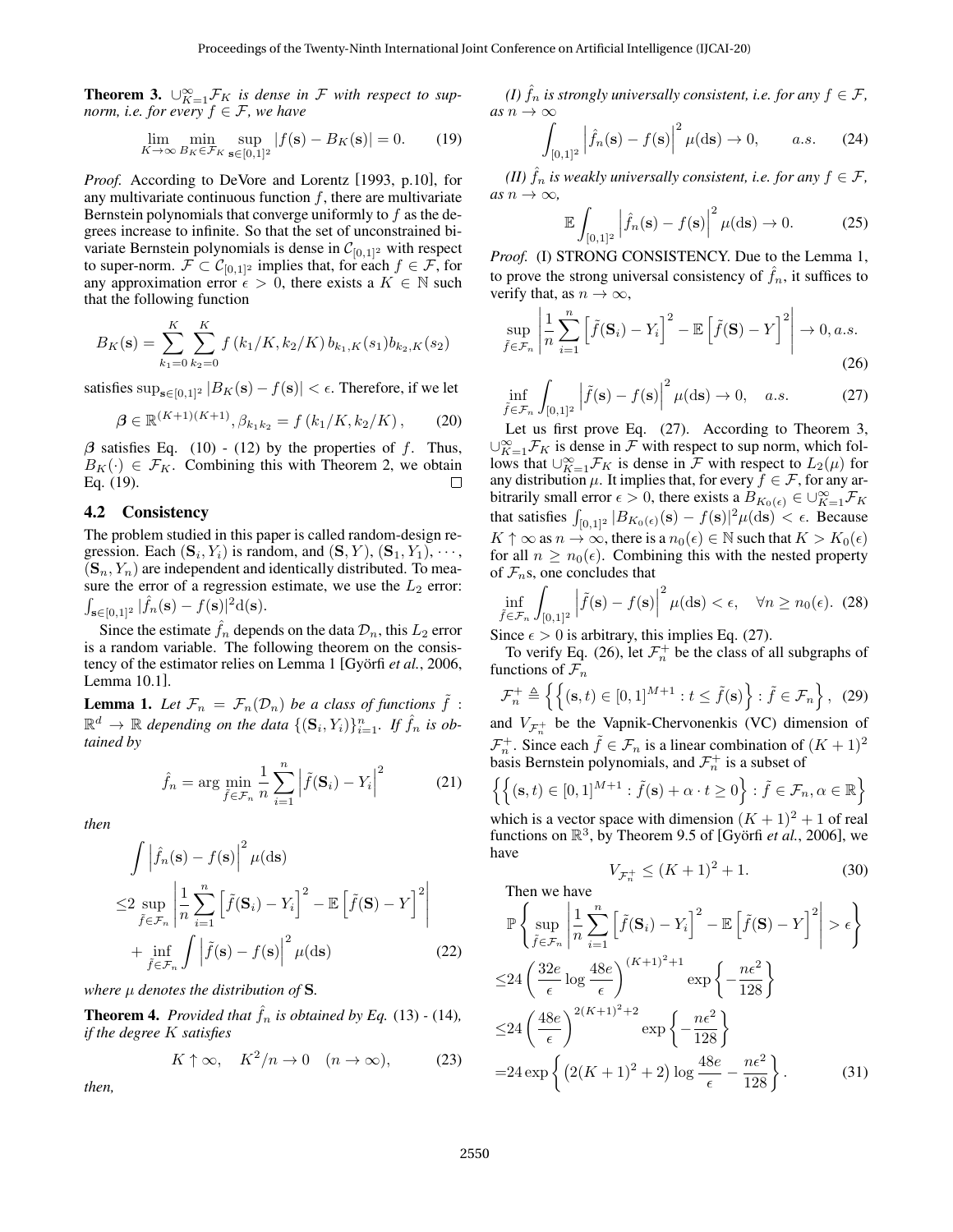**Theorem 3.** $\cup_{K=1}^{\infty}\mathcal{F}_K$ *is dense in* $\mathcal{F}$ *with respect to sup-norm, i.e. for every* $f \in \mathcal{F}$*, we have*

$$\lim_{K\to\infty} \min_{B_K \in \mathcal{F}_K} \sup_{\mathbf{s}\in[0,1]^2} |f(\mathbf{s}) - B_K(\mathbf{s})| = 0. \tag{19}$$

*Proof.* According to DeVore and Lorentz [1993, p.10], for any multivariate continuous function $f$, there are multivariate Bernstein polynomials that converge uniformly to $f$ as the degrees increase to infinite. So that the set of unconstrained bivariate Bernstein polynomials is dense in $\mathcal{C}_{[0,1]^2}$ with respect to super-norm. $\mathcal{F} \subset \mathcal{C}_{[0,1]^2}$ implies that, for each $f \in \mathcal{F}$, for any approximation error $\epsilon > 0$, there exists a $K \in \mathbb{N}$ such that the following function

$$B_K(\mathbf{s}) = \sum_{k_1=0}^{K}\sum_{k_2=0}^{K} f\left(k_1/K, k_2/K\right) b_{k_1,K}(s_1) b_{k_2,K}(s_2)$$

satisfies $\sup_{\mathbf{s}\in[0,1]^2} |B_K(\mathbf{s}) - f(\mathbf{s})| < \epsilon$. Therefore, if we let

$$\boldsymbol{\beta} \in \mathbb{R}^{(K+1)(K+1)}, \beta_{k_1 k_2} = f\left(k_1/K, k_2/K\right), \tag{20}$$

$\boldsymbol{\beta}$ satisfies Eq. (10) - (12) by the properties of $f$. Thus, $B_K(\cdot) \in \mathcal{F}_K$. Combining this with Theorem 2, we obtain Eq. (19). ☐

## 4.2 Consistency

The problem studied in this paper is called random-design regression. Each $(\mathbf{S}_i, Y_i)$ is random, and $(\mathbf{S}, Y)$, $(\mathbf{S}_1, Y_1), \cdots$, $(\mathbf{S}_n, Y_n)$ are independent and identically distributed. To measure the error of a regression estimate, we use the $L_2$ error: $\int_{\mathbf{s}\in[0,1]^2} |\hat{f}_n(\mathbf{s}) - f(\mathbf{s})|^2 \mathrm{d}(\mathbf{s})$.

Since the estimate $\hat{f}_n$ depends on the data $\mathcal{D}_n$, this $L_2$ error is a random variable. The following theorem on the consistency of the estimator relies on Lemma 1 [Györfi *et al.*, 2006, Lemma 10.1].

**Lemma 1.** *Let* $\mathcal{F}_n = \mathcal{F}_n(\mathcal{D}_n)$ *be a class of functions* $\tilde{f} : \mathbb{R}^d \to \mathbb{R}$ *depending on the data* $\{(\mathbf{S}_i, Y_i)\}_{i=1}^n$*. If* $\hat{f}_n$ *is obtained by*

$$\hat{f}_n = \arg\min_{\tilde{f}\in\mathcal{F}_n} \frac{1}{n}\sum_{i=1}^{n}\left|\tilde{f}(\mathbf{S}_i) - Y_i\right|^2 \tag{21}$$

*then*

$$\begin{aligned}
&\int \left|\hat{f}_n(\mathbf{s}) - f(\mathbf{s})\right|^2 \mu(\mathrm{d}\mathbf{s}) \\
\leq & 2\sup_{\tilde{f}\in\mathcal{F}_n}\left|\frac{1}{n}\sum_{i=1}^{n}\left[\tilde{f}(\mathbf{S}_i) - Y_i\right]^2 - \mathbb{E}\left[\tilde{f}(\mathbf{S}) - Y\right]^2\right| \\
&+ \inf_{\tilde{f}\in\mathcal{F}_n}\int\left|\tilde{f}(\mathbf{s}) - f(\mathbf{s})\right|^2\mu(\mathrm{d}\mathbf{s})
\end{aligned} \tag{22}$$

*where* $\mu$ *denotes the distribution of* $\mathbf{S}$*.*

**Theorem 4.** *Provided that* $\hat{f}_n$ *is obtained by Eq.* (13) - (14)*, if the degree* $K$ *satisfies*

$$K \uparrow \infty, \quad K^2/n \to 0 \quad (n \to \infty), \tag{23}$$

*then,*

*(I)* $\hat{f}_n$ *is strongly universally consistent, i.e. for any* $f \in \mathcal{F}$*, as* $n \to \infty$

$$\int_{[0,1]^2}\left|\hat{f}_n(\mathbf{s}) - f(\mathbf{s})\right|^2 \mu(\mathrm{d}\mathbf{s}) \to 0, \qquad a.s. \tag{24}$$

*(II)* $\hat{f}_n$ *is weakly universally consistent, i.e. for any* $f \in \mathcal{F}$*, as* $n \to \infty$*,*

$$\mathbb{E}\int_{[0,1]^2}\left|\hat{f}_n(\mathbf{s}) - f(\mathbf{s})\right|^2 \mu(\mathrm{d}\mathbf{s}) \to 0. \tag{25}$$

*Proof.* (I) STRONG CONSISTENCY. Due to the Lemma 1, to prove the strong universal consistency of $\hat{f}_n$, it suffices to verify that, as $n \to \infty$,

$$\sup_{\tilde{f}\in\mathcal{F}_n}\left|\frac{1}{n}\sum_{i=1}^{n}\left[\tilde{f}(\mathbf{S}_i) - Y_i\right]^2 - \mathbb{E}\left[\tilde{f}(\mathbf{S}) - Y\right]^2\right| \to 0, a.s. \tag{26}$$

$$\inf_{\tilde{f}\in\mathcal{F}_n}\int_{[0,1]^2}\left|\tilde{f}(\mathbf{s}) - f(\mathbf{s})\right|^2\mu(\mathrm{d}\mathbf{s}) \to 0, \quad a.s. \tag{27}$$

Let us first prove Eq. (27). According to Theorem 3, $\cup_{K=1}^{\infty}\mathcal{F}_K$ is dense in $\mathcal{F}$ with respect to sup norm, which follows that $\cup_{K=1}^{\infty}\mathcal{F}_K$ is dense in $\mathcal{F}$ with respect to $L_2(\mu)$ for any distribution $\mu$. It implies that, for every $f \in \mathcal{F}$, for any arbitrarily small error $\epsilon > 0$, there exists a $B_{K_0(\epsilon)} \in \cup_{K=1}^{\infty}\mathcal{F}_K$ that satisfies $\int_{[0,1]^2} |B_{K_0(\epsilon)}(\mathbf{s}) - f(\mathbf{s})|^2\mu(\mathrm{d}\mathbf{s}) < \epsilon$. Because $K \uparrow \infty$ as $n \to \infty$, there is a $n_0(\epsilon) \in \mathbb{N}$ such that $K > K_0(\epsilon)$ for all $n \geq n_0(\epsilon)$. Combining this with the nested property of $\mathcal{F}_n$s, one concludes that

$$\inf_{\tilde{f}\in\mathcal{F}_n}\int_{[0,1]^2}\left|\tilde{f}(\mathbf{s}) - f(\mathbf{s})\right|^2\mu(\mathrm{d}\mathbf{s}) < \epsilon, \quad \forall n \geq n_0(\epsilon). \tag{28}$$

Since $\epsilon > 0$ is arbitrary, this implies Eq. (27).

To verify Eq. (26), let $\mathcal{F}_n^+$ be the class of all subgraphs of functions of $\mathcal{F}_n$

$$\mathcal{F}_n^+ \triangleq \left\{\left\{(\mathbf{s}, t) \in [0,1]^{M+1} : t \leq \tilde{f}(\mathbf{s})\right\} : \tilde{f} \in \mathcal{F}_n\right\}, \tag{29}$$

and $V_{\mathcal{F}_n^+}$ be the Vapnik-Chervonenkis (VC) dimension of $\mathcal{F}_n^+$. Since each $\tilde{f} \in \mathcal{F}_n$ is a linear combination of $(K+1)^2$ basis Bernstein polynomials, and $\mathcal{F}_n^+$ is a subset of

$$\left\{\left\{(\mathbf{s}, t) \in [0,1]^{M+1} : \tilde{f}(\mathbf{s}) + \alpha \cdot t \geq 0\right\} : \tilde{f} \in \mathcal{F}_n, \alpha \in \mathbb{R}\right\}$$

which is a vector space with dimension $(K+1)^2 + 1$ of real functions on $\mathbb{R}^3$, by Theorem 9.5 of [Györfi *et al.*, 2006], we have

$$V_{\mathcal{F}_n^+} \leq (K+1)^2 + 1. \tag{30}$$

Then we have

$$\begin{aligned}
&\mathbb{P}\left\{\sup_{\tilde{f}\in\mathcal{F}_n}\left|\frac{1}{n}\sum_{i=1}^{n}\left[\tilde{f}(\mathbf{S}_i) - Y_i\right]^2 - \mathbb{E}\left[\tilde{f}(\mathbf{S}) - Y\right]^2\right| > \epsilon\right\} \\
\leq & 24\left(\frac{32e}{\epsilon}\log\frac{48e}{\epsilon}\right)^{(K+1)^2+1}\exp\left\{-\frac{n\epsilon^2}{128}\right\} \\
\leq & 24\left(\frac{48e}{\epsilon}\right)^{2(K+1)^2+2}\exp\left\{-\frac{n\epsilon^2}{128}\right\} \\
= & 24\exp\left\{\left(2(K+1)^2 + 2\right)\log\frac{48e}{\epsilon} - \frac{n\epsilon^2}{128}\right\}.
\end{aligned} \tag{31}$$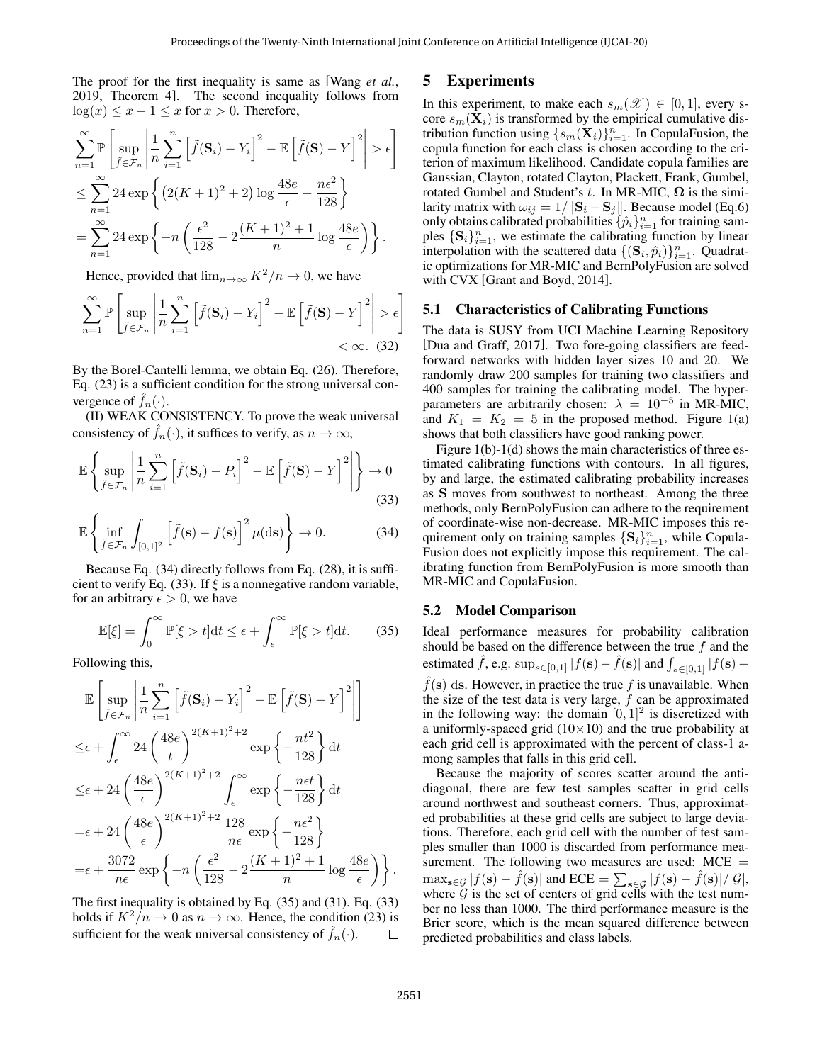The proof for the first inequality is same as [Wang *et al.*, 2019, Theorem 4]. The second inequality follows from $\log(x) \leq x - 1 \leq x$ for $x > 0$. Therefore,

$$\sum_{n=1}^{\infty} \mathbb{P}\left[\sup_{\tilde{f}\in\mathcal{F}_n}\left|\frac{1}{n}\sum_{i=1}^{n}\left[\tilde{f}(\mathbf{S}_i) - Y_i\right]^2 - \mathbb{E}\left[\tilde{f}(\mathbf{S}) - Y\right]^2\right| > \epsilon\right]$$
$$\leq \sum_{n=1}^{\infty} 24\exp\left\{\left(2(K+1)^2+2\right)\log\frac{48e}{\epsilon} - \frac{n\epsilon^2}{128}\right\}$$
$$= \sum_{n=1}^{\infty} 24\exp\left\{-n\left(\frac{\epsilon^2}{128} - 2\frac{(K+1)^2+1}{n}\log\frac{48e}{\epsilon}\right)\right\}.$$

Hence, provided that $\lim_{n\to\infty} K^2/n \to 0$, we have

$$\sum_{n=1}^{\infty} \mathbb{P}\left[\sup_{\tilde{f}\in\mathcal{F}_n}\left|\frac{1}{n}\sum_{i=1}^{n}\left[\tilde{f}(\mathbf{S}_i) - Y_i\right]^2 - \mathbb{E}\left[\tilde{f}(\mathbf{S}) - Y\right]^2\right| > \epsilon\right] < \infty. \quad (32)$$

By the Borel-Cantelli lemma, we obtain Eq. (26). Therefore, Eq. (23) is a sufficient condition for the strong universal convergence of $\hat{f}_n(\cdot)$.

(II) WEAK CONSISTENCY. To prove the weak universal consistency of $\hat{f}_n(\cdot)$, it suffices to verify, as $n \to \infty$,

$$\mathbb{E}\left\{\sup_{\tilde{f}\in\mathcal{F}_n}\left|\frac{1}{n}\sum_{i=1}^{n}\left[\tilde{f}(\mathbf{S}_i) - P_i\right]^2 - \mathbb{E}\left[\tilde{f}(\mathbf{S}) - Y\right]^2\right|\right\} \to 0 \quad (33)$$

$$\mathbb{E}\left\{\inf_{\tilde{f}\in\mathcal{F}_n}\int_{[0,1]^2}\left[\tilde{f}(\mathbf{s}) - f(\mathbf{s})\right]^2\mu(\mathrm{d}\mathbf{s})\right\} \to 0. \quad (34)$$

Because Eq. (34) directly follows from Eq. (28), it is sufficient to verify Eq. (33). If $\xi$ is a nonnegative random variable, for an arbitrary $\epsilon > 0$, we have

$$\mathbb{E}[\xi] = \int_0^\infty \mathbb{P}[\xi > t]\mathrm{d}t \leq \epsilon + \int_\epsilon^\infty \mathbb{P}[\xi > t]\mathrm{d}t. \quad (35)$$

Following this,

$$\mathbb{E}\left[\sup_{\tilde{f}\in\mathcal{F}_n}\left|\frac{1}{n}\sum_{i=1}^{n}\left[\tilde{f}(\mathbf{S}_i) - Y_i\right]^2 - \mathbb{E}\left[\tilde{f}(\mathbf{S}) - Y\right]^2\right|\right]$$
$$\leq \epsilon + \int_\epsilon^\infty 24\left(\frac{48e}{t}\right)^{2(K+1)^2+2}\exp\left\{-\frac{nt^2}{128}\right\}\mathrm{d}t$$
$$\leq \epsilon + 24\left(\frac{48e}{\epsilon}\right)^{2(K+1)^2+2}\int_\epsilon^\infty \exp\left\{-\frac{n\epsilon t}{128}\right\}\mathrm{d}t$$
$$= \epsilon + 24\left(\frac{48e}{\epsilon}\right)^{2(K+1)^2+2}\frac{128}{n\epsilon}\exp\left\{-\frac{n\epsilon^2}{128}\right\}$$
$$= \epsilon + \frac{3072}{n\epsilon}\exp\left\{-n\left(\frac{\epsilon^2}{128} - 2\frac{(K+1)^2+1}{n}\log\frac{48e}{\epsilon}\right)\right\}.$$

The first inequality is obtained by Eq. (35) and (31). Eq. (33) holds if $K^2/n \to 0$ as $n \to \infty$. Hence, the condition (23) is sufficient for the weak universal consistency of $\hat{f}_n(\cdot)$. □

## 5 Experiments

In this experiment, to make each $s_m(\mathscr{X}) \in [0,1]$, every score $s_m(\mathbf{X}_i)$ is transformed by the empirical cumulative distribution function using $\{s_m(\mathbf{X}_i)\}_{i=1}^n$. In CopulaFusion, the copula function for each class is chosen according to the criterion of maximum likelihood. Candidate copula families are Gaussian, Clayton, rotated Clayton, Plackett, Frank, Gumbel, rotated Gumbel and Student's $t$. In MR-MIC, $\mathbf{\Omega}$ is the similarity matrix with $\omega_{ij} = 1/\|\mathbf{S}_i - \mathbf{S}_j\|$. Because model (Eq.6) only obtains calibrated probabilities $\{\hat{p}_i\}_{i=1}^n$ for training samples $\{\mathbf{S}_i\}_{i=1}^n$, we estimate the calibrating function by linear interpolation with the scattered data $\{(\mathbf{S}_i, \hat{p}_i)\}_{i=1}^n$. Quadratic optimizations for MR-MIC and BernPolyFusion are solved with CVX [Grant and Boyd, 2014].

### 5.1 Characteristics of Calibrating Functions

The data is SUSY from UCI Machine Learning Repository [Dua and Graff, 2017]. Two fore-going classifiers are feed-forward networks with hidden layer sizes 10 and 20. We randomly draw 200 samples for training two classifiers and 400 samples for training the calibrating model. The hyper-parameters are arbitrarily chosen: $\lambda = 10^{-5}$ in MR-MIC, and $K_1 = K_2 = 5$ in the proposed method. Figure 1(a) shows that both classifiers have good ranking power.

Figure 1(b)-1(d) shows the main characteristics of three estimated calibrating functions with contours. In all figures, by and large, the estimated calibrating probability increases as $\mathbf{S}$ moves from southwest to northeast. Among the three methods, only BernPolyFusion can adhere to the requirement of coordinate-wise non-decrease. MR-MIC imposes this requirement only on training samples $\{\mathbf{S}_i\}_{i=1}^n$, while CopulaFusion does not explicitly impose this requirement. The calibrating function from BernPolyFusion is more smooth than MR-MIC and CopulaFusion.

### 5.2 Model Comparison

Ideal performance measures for probability calibration should be based on the difference between the true $f$ and the estimated $\hat{f}$, e.g. $\sup_{s\in[0,1]}|f(\mathbf{s}) - \hat{f}(\mathbf{s})|$ and $\int_{s\in[0,1]}|f(\mathbf{s}) - \hat{f}(\mathbf{s})|\mathrm{d}\mathbf{s}$. However, in practice the true $f$ is unavailable. When the size of the test data is very large, $f$ can be approximated in the following way: the domain $[0,1]^2$ is discretized with a uniformly-spaced grid ($10\times10$) and the true probability at each grid cell is approximated with the percent of class-1 among samples that falls in this grid cell.

Because the majority of scores scatter around the anti-diagonal, there are few test samples scatter in grid cells around northwest and southeast corners. Thus, approximated probabilities at these grid cells are subject to large deviations. Therefore, each grid cell with the number of test samples smaller than 1000 is discarded from performance measurement. The following two measures are used: MCE $= \max_{\mathbf{s}\in\mathcal{G}}|f(\mathbf{s}) - \hat{f}(\mathbf{s})|$ and ECE $= \sum_{\mathbf{s}\in\mathcal{G}}|f(\mathbf{s}) - \hat{f}(\mathbf{s})|/|\mathcal{G}|$, where $\mathcal{G}$ is the set of centers of grid cells with the test number no less than 1000. The third performance measure is the Brier score, which is the mean squared difference between predicted probabilities and class labels.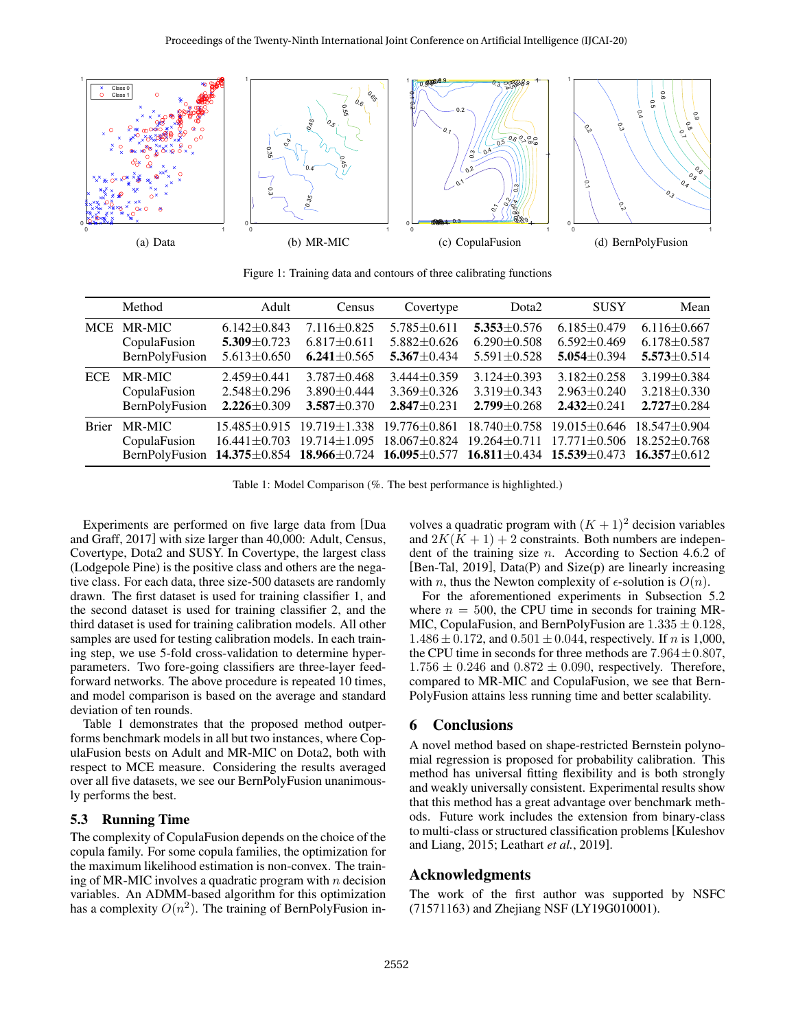(a) Data (b) MR-MIC (c) CopulaFusion (d) BernPolyFusion

Figure 1: Training data and contours of three calibrating functions

| | Method | Adult | Census | Covertype | Dota2 | SUSY | Mean |
|---|---|---|---|---|---|---|---|
| MCE | MR-MIC | 6.142±0.843 | 7.116±0.825 | 5.785±0.611 | **5.353**±0.576 | 6.185±0.479 | 6.116±0.667 |
| | CopulaFusion | **5.309**±0.723 | 6.817±0.611 | 5.882±0.626 | 6.290±0.508 | 6.592±0.469 | 6.178±0.587 |
| | BernPolyFusion | 5.613±0.650 | **6.241**±0.565 | **5.367**±0.434 | 5.591±0.528 | **5.054**±0.394 | **5.573**±0.514 |
| ECE | MR-MIC | 2.459±0.441 | 3.787±0.468 | 3.444±0.359 | 3.124±0.393 | 3.182±0.258 | 3.199±0.384 |
| | CopulaFusion | 2.548±0.296 | 3.890±0.444 | 3.369±0.326 | 3.319±0.343 | 2.963±0.240 | 3.218±0.330 |
| | BernPolyFusion | **2.226**±0.309 | **3.587**±0.370 | **2.847**±0.231 | **2.799**±0.268 | **2.432**±0.241 | **2.727**±0.284 |
| Brier | MR-MIC | 15.485±0.915 | 19.719±1.338 | 19.776±0.861 | 18.740±0.758 | 19.015±0.646 | 18.547±0.904 |
| | CopulaFusion | 16.441±0.703 | 19.714±1.095 | 18.067±0.824 | 19.264±0.711 | 17.771±0.506 | 18.252±0.768 |
| | BernPolyFusion | **14.375**±0.854 | **18.966**±0.724 | **16.095**±0.577 | **16.811**±0.434 | **15.539**±0.473 | **16.357**±0.612 |

Table 1: Model Comparison (%. The best performance is highlighted.)

Experiments are performed on five large data from [Dua and Graff, 2017] with size larger than 40,000: Adult, Census, Covertype, Dota2 and SUSY. In Covertype, the largest class (Lodgepole Pine) is the positive class and others are the negative class. For each data, three size-500 datasets are randomly drawn. The first dataset is used for training classifier 1, and the second dataset is used for training classifier 2, and the third dataset is used for training calibration models. All other samples are used for testing calibration models. In each training step, we use 5-fold cross-validation to determine hyperparameters. Two fore-going classifiers are three-layer feedforward networks. The above procedure is repeated 10 times, and model comparison is based on the average and standard deviation of ten rounds.

Table 1 demonstrates that the proposed method outperforms benchmark models in all but two instances, where CopulaFusion bests on Adult and MR-MIC on Dota2, both with respect to MCE measure. Considering the results averaged over all five datasets, we see our BernPolyFusion unanimously performs the best.

### 5.3 Running Time

The complexity of CopulaFusion depends on the choice of the copula family. For some copula families, the optimization for the maximum likelihood estimation is non-convex. The training of MR-MIC involves a quadratic program with $n$ decision variables. An ADMM-based algorithm for this optimization has a complexity $O(n^2)$. The training of BernPolyFusion involves a quadratic program with $(K+1)^2$ decision variables and $2K(K+1)+2$ constraints. Both numbers are independent of the training size $n$. According to Section 4.6.2 of [Ben-Tal, 2019], Data(P) and Size(p) are linearly increasing with $n$, thus the Newton complexity of $\epsilon$-solution is $O(n)$.

For the aforementioned experiments in Subsection 5.2 where $n = 500$, the CPU time in seconds for training MR-MIC, CopulaFusion, and BernPolyFusion are $1.335 \pm 0.128$, $1.486 \pm 0.172$, and $0.501 \pm 0.044$, respectively. If $n$ is 1,000, the CPU time in seconds for three methods are $7.964 \pm 0.807$, $1.756 \pm 0.246$ and $0.872 \pm 0.090$, respectively. Therefore, compared to MR-MIC and CopulaFusion, we see that BernPolyFusion attains less running time and better scalability.

## 6 Conclusions

A novel method based on shape-restricted Bernstein polynomial regression is proposed for probability calibration. This method has universal fitting flexibility and is both strongly and weakly universally consistent. Experimental results show that this method has a great advantage over benchmark methods. Future work includes the extension from binary-class to multi-class or structured classification problems [Kuleshov and Liang, 2015; Leathart *et al.*, 2019].

## Acknowledgments

The work of the first author was supported by NSFC (71571163) and Zhejiang NSF (LY19G010001).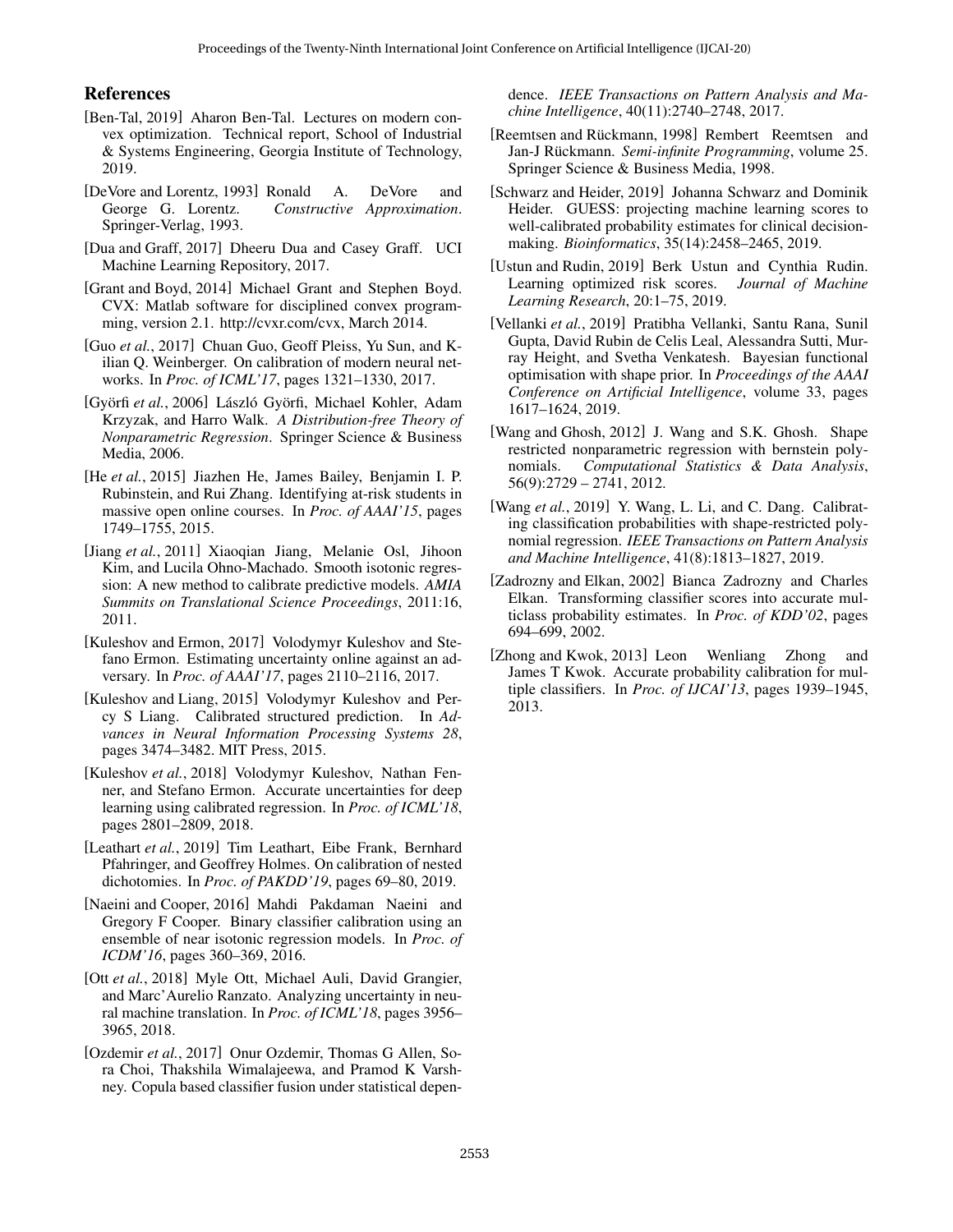## References

[Ben-Tal, 2019] Aharon Ben-Tal. Lectures on modern convex optimization. Technical report, School of Industrial & Systems Engineering, Georgia Institute of Technology, 2019.

[DeVore and Lorentz, 1993] Ronald A. DeVore and George G. Lorentz. *Constructive Approximation*. Springer-Verlag, 1993.

[Dua and Graff, 2017] Dheeru Dua and Casey Graff. UCI Machine Learning Repository, 2017.

[Grant and Boyd, 2014] Michael Grant and Stephen Boyd. CVX: Matlab software for disciplined convex programming, version 2.1. http://cvxr.com/cvx, March 2014.

[Guo *et al.*, 2017] Chuan Guo, Geoff Pleiss, Yu Sun, and Kilian Q. Weinberger. On calibration of modern neural networks. In *Proc. of ICML'17*, pages 1321–1330, 2017.

[Györfi *et al.*, 2006] László Györfi, Michael Kohler, Adam Krzyzak, and Harro Walk. *A Distribution-free Theory of Nonparametric Regression*. Springer Science & Business Media, 2006.

[He *et al.*, 2015] Jiazhen He, James Bailey, Benjamin I. P. Rubinstein, and Rui Zhang. Identifying at-risk students in massive open online courses. In *Proc. of AAAI'15*, pages 1749–1755, 2015.

[Jiang *et al.*, 2011] Xiaoqian Jiang, Melanie Osl, Jihoon Kim, and Lucila Ohno-Machado. Smooth isotonic regression: A new method to calibrate predictive models. *AMIA Summits on Translational Science Proceedings*, 2011:16, 2011.

[Kuleshov and Ermon, 2017] Volodymyr Kuleshov and Stefano Ermon. Estimating uncertainty online against an adversary. In *Proc. of AAAI'17*, pages 2110–2116, 2017.

[Kuleshov and Liang, 2015] Volodymyr Kuleshov and Percy S Liang. Calibrated structured prediction. In *Advances in Neural Information Processing Systems 28*, pages 3474–3482. MIT Press, 2015.

[Kuleshov *et al.*, 2018] Volodymyr Kuleshov, Nathan Fenner, and Stefano Ermon. Accurate uncertainties for deep learning using calibrated regression. In *Proc. of ICML'18*, pages 2801–2809, 2018.

[Leathart *et al.*, 2019] Tim Leathart, Eibe Frank, Bernhard Pfahringer, and Geoffrey Holmes. On calibration of nested dichotomies. In *Proc. of PAKDD'19*, pages 69–80, 2019.

[Naeini and Cooper, 2016] Mahdi Pakdaman Naeini and Gregory F Cooper. Binary classifier calibration using an ensemble of near isotonic regression models. In *Proc. of ICDM'16*, pages 360–369, 2016.

[Ott *et al.*, 2018] Myle Ott, Michael Auli, David Grangier, and Marc'Aurelio Ranzato. Analyzing uncertainty in neural machine translation. In *Proc. of ICML'18*, pages 3956–3965, 2018.

[Ozdemir *et al.*, 2017] Onur Ozdemir, Thomas G Allen, Sora Choi, Thakshila Wimalajeewa, and Pramod K Varshney. Copula based classifier fusion under statistical dependence. *IEEE Transactions on Pattern Analysis and Machine Intelligence*, 40(11):2740–2748, 2017.

[Reemtsen and Rückmann, 1998] Rembert Reemtsen and Jan-J Rückmann. *Semi-infinite Programming*, volume 25. Springer Science & Business Media, 1998.

[Schwarz and Heider, 2019] Johanna Schwarz and Dominik Heider. GUESS: projecting machine learning scores to well-calibrated probability estimates for clinical decision-making. *Bioinformatics*, 35(14):2458–2465, 2019.

[Ustun and Rudin, 2019] Berk Ustun and Cynthia Rudin. Learning optimized risk scores. *Journal of Machine Learning Research*, 20:1–75, 2019.

[Vellanki *et al.*, 2019] Pratibha Vellanki, Santu Rana, Sunil Gupta, David Rubin de Celis Leal, Alessandra Sutti, Murray Height, and Svetha Venkatesh. Bayesian functional optimisation with shape prior. In *Proceedings of the AAAI Conference on Artificial Intelligence*, volume 33, pages 1617–1624, 2019.

[Wang and Ghosh, 2012] J. Wang and S.K. Ghosh. Shape restricted nonparametric regression with bernstein polynomials. *Computational Statistics & Data Analysis*, 56(9):2729 – 2741, 2012.

[Wang *et al.*, 2019] Y. Wang, L. Li, and C. Dang. Calibrating classification probabilities with shape-restricted polynomial regression. *IEEE Transactions on Pattern Analysis and Machine Intelligence*, 41(8):1813–1827, 2019.

[Zadrozny and Elkan, 2002] Bianca Zadrozny and Charles Elkan. Transforming classifier scores into accurate multiclass probability estimates. In *Proc. of KDD'02*, pages 694–699, 2002.

[Zhong and Kwok, 2013] Leon Wenliang Zhong and James T Kwok. Accurate probability calibration for multiple classifiers. In *Proc. of IJCAI'13*, pages 1939–1945, 2013.